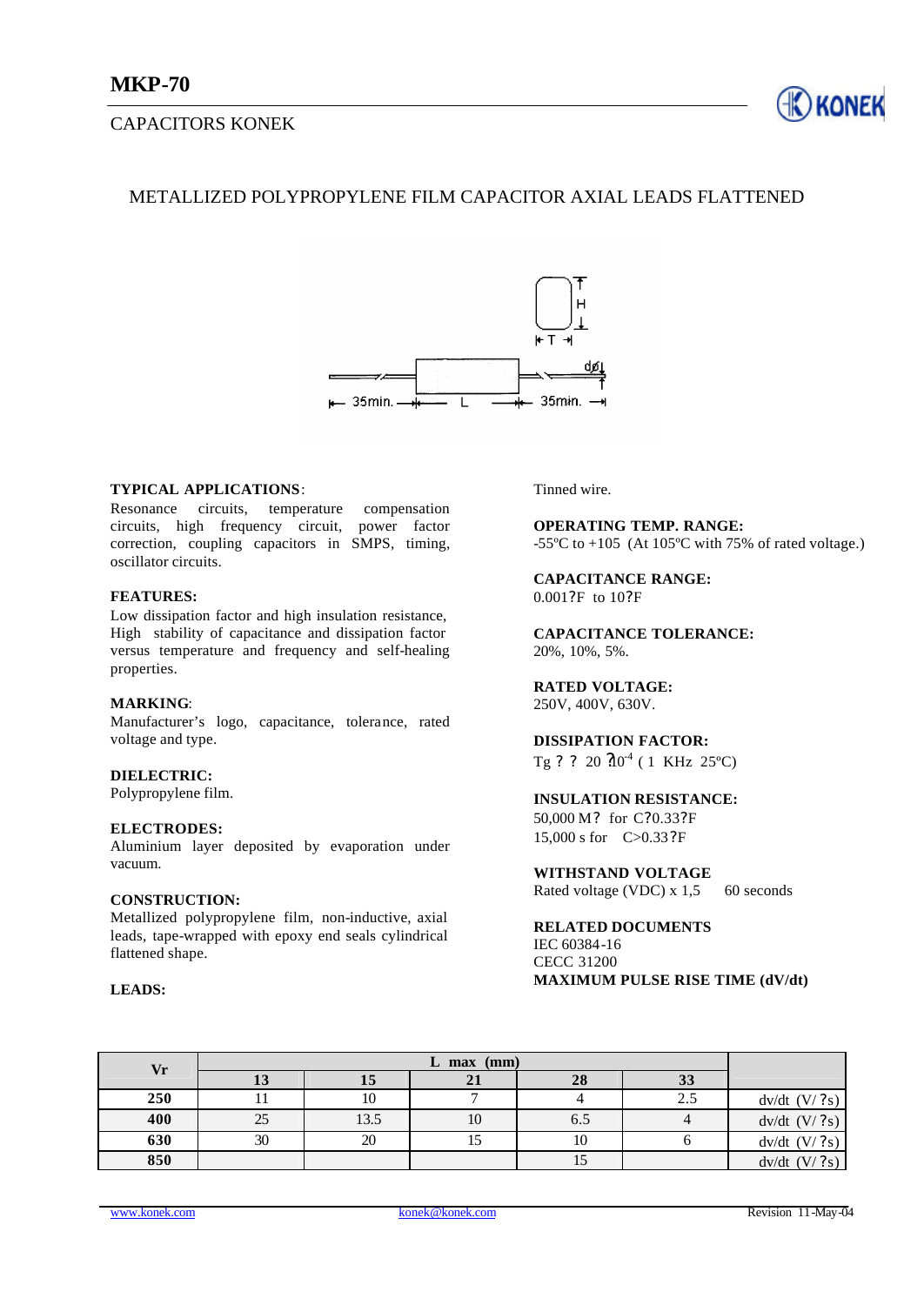# MKP-70

CAPACITORS KONEK

## METALLIZED POLYPROPYLENE FILM CAPACITOR AXIAL LEADS FLATTENED

**TYPICAL APPLICATIONS**:
Resonance circuits, temperature compensation circuits, high frequency circuit, power factor correction, coupling capacitors in SMPS, timing, oscillator circuits.

**FEATURES:**
Low dissipation factor and high insulation resistance, High stability of capacitance and dissipation factor versus temperature and frequency and self-healing properties.

**MARKING**:
Manufacturer's logo, capacitance, tolerance, rated voltage and type.

**DIELECTRIC:**
Polypropylene film.

**ELECTRODES:**
Aluminium layer deposited by evaporation under vacuum.

**CONSTRUCTION:**
Metallized polypropylene film, non-inductive, axial leads, tape-wrapped with epoxy end seals cylindrical flattened shape.

**LEADS:**
Tinned wire.

**OPERATING TEMP. RANGE:**
-55ºC to +105 (At 105ºC with 75% of rated voltage.)

**CAPACITANCE RANGE:**
0.001?F to 10?F

**CAPACITANCE TOLERANCE:**
20%, 10%, 5%.

**RATED VOLTAGE:**
250V, 400V, 630V.

**DISSIPATION FACTOR:**
Tg ? ? 20 ?$10^{-4}$ ( 1 KHz 25ºC)

**INSULATION RESISTANCE:**
50,000 M? for C?0.33?F
15,000 s for C>0.33?F

**WITHSTAND VOLTAGE**
Rated voltage (VDC) x 1,5 60 seconds

**RELATED DOCUMENTS**
IEC 60384-16
CECC 31200

**MAXIMUM PULSE RISE TIME (dV/dt)**

| Vr | L max (mm) | | | | | |
|---|---|---|---|---|---|---|
| | 13 | 15 | 21 | 28 | 33 | |
| 250 | 11 | 10 | 7 | 4 | 2.5 | dv/dt (V/ ?s) |
| 400 | 25 | 13.5 | 10 | 6.5 | 4 | dv/dt (V/ ?s) |
| 630 | 30 | 20 | 15 | 10 | 6 | dv/dt (V/ ?s) |
| 850 | | | | 15 | | dv/dt (V/ ?s) |

www.konek.com konek@konek.com Revision 11-May-04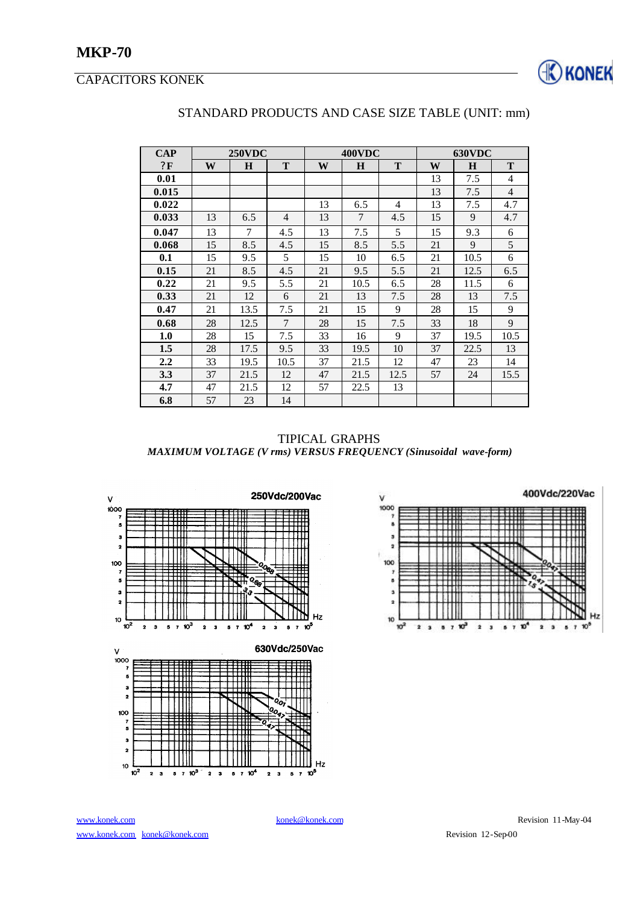# MKP-70

CAPACITORS KONEK

## STANDARD PRODUCTS AND CASE SIZE TABLE (UNIT: mm)

| CAP | 250VDC | | | 400VDC | | | 630VDC | | |
|---|---|---|---|---|---|---|---|---|---|
| ?F | W | H | T | W | H | T | W | H | T |
| 0.01 | | | | | | | 13 | 7.5 | 4 |
| 0.015 | | | | | | | 13 | 7.5 | 4 |
| 0.022 | | | | 13 | 6.5 | 4 | 13 | 7.5 | 4.7 |
| 0.033 | 13 | 6.5 | 4 | 13 | 7 | 4.5 | 15 | 9 | 4.7 |
| 0.047 | 13 | 7 | 4.5 | 13 | 7.5 | 5 | 15 | 9.3 | 6 |
| 0.068 | 15 | 8.5 | 4.5 | 15 | 8.5 | 5.5 | 21 | 9 | 5 |
| 0.1 | 15 | 9.5 | 5 | 15 | 10 | 6.5 | 21 | 10.5 | 6 |
| 0.15 | 21 | 8.5 | 4.5 | 21 | 9.5 | 5.5 | 21 | 12.5 | 6.5 |
| 0.22 | 21 | 9.5 | 5.5 | 21 | 10.5 | 6.5 | 28 | 11.5 | 6 |
| 0.33 | 21 | 12 | 6 | 21 | 13 | 7.5 | 28 | 13 | 7.5 |
| 0.47 | 21 | 13.5 | 7.5 | 21 | 15 | 9 | 28 | 15 | 9 |
| 0.68 | 28 | 12.5 | 7 | 28 | 15 | 7.5 | 33 | 18 | 9 |
| 1.0 | 28 | 15 | 7.5 | 33 | 16 | 9 | 37 | 19.5 | 10.5 |
| 1.5 | 28 | 17.5 | 9.5 | 33 | 19.5 | 10 | 37 | 22.5 | 13 |
| 2.2 | 33 | 19.5 | 10.5 | 37 | 21.5 | 12 | 47 | 23 | 14 |
| 3.3 | 37 | 21.5 | 12 | 47 | 21.5 | 12.5 | 57 | 24 | 15.5 |
| 4.7 | 47 | 21.5 | 12 | 57 | 22.5 | 13 | | | |
| 6.8 | 57 | 23 | 14 | | | | | | |

## TIPICAL GRAPHS

***MAXIMUM VOLTAGE (V rms) VERSUS FREQUENCY (Sinusoidal wave-form)***

250Vdc/200Vac
V
1000
100
10
0.068
0.68
3.3
Hz
$10^2$ 2 3 5 7 $10^3$ 2 3 5 7 $10^4$ 2 3 5 7 $10^5$

400Vdc/220Vac
V
1000
100
10
0.047
0.47
1.5
Hz
$10^2$ 2 3 5 7 $10^3$ 2 3 5 7 $10^4$ 2 3 5 7 $10^5$

630Vdc/250Vac
V
1000
100
10
0.01
0.047
0.47
Hz
$10^2$ 2 3 5 7 $10^3$ 2 3 5 7 $10^4$ 2 3 5 7 $10^5$

www.konek.com konek@konek.com Revision 11-May-04

www.konek.com konek@konek.com Revision 12-Sep-00